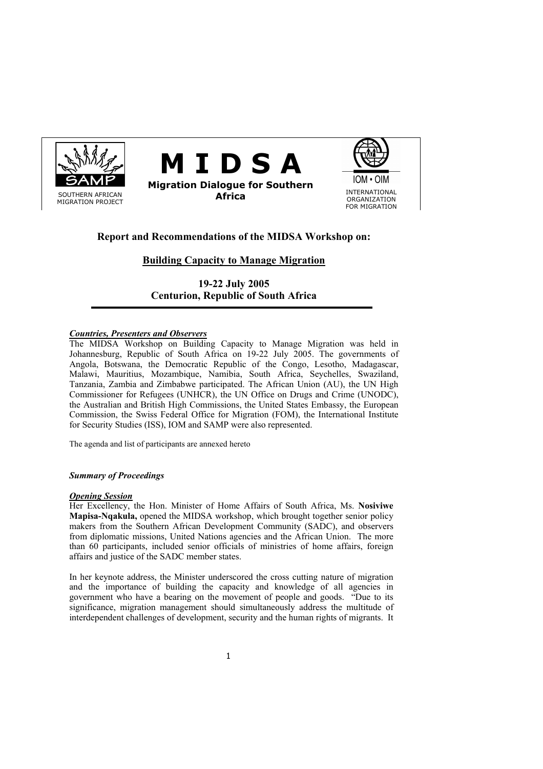SOUTHERN AFRICAN MIGRATION PROJECT

# M I D S A

**Migration Dialogue for Southern Africa**

INTERNATIONAL ORGANIZATION FOR MIGRATION

## Report and Recommendations of the MIDSA Workshop on:

## Building Capacity to Manage Migration

**19-22 July 2005**
**Centurion, Republic of South Africa**

***Countries, Presenters and Observers***

The MIDSA Workshop on Building Capacity to Manage Migration was held in Johannesburg, Republic of South Africa on 19-22 July 2005. The governments of Angola, Botswana, the Democratic Republic of the Congo, Lesotho, Madagascar, Malawi, Mauritius, Mozambique, Namibia, South Africa, Seychelles, Swaziland, Tanzania, Zambia and Zimbabwe participated. The African Union (AU), the UN High Commissioner for Refugees (UNHCR), the UN Office on Drugs and Crime (UNODC), the Australian and British High Commissions, the United States Embassy, the European Commission, the Swiss Federal Office for Migration (FOM), the International Institute for Security Studies (ISS), IOM and SAMP were also represented.

The agenda and list of participants are annexed hereto

***Summary of Proceedings***

***Opening Session***

Her Excellency, the Hon. Minister of Home Affairs of South Africa, Ms. **Nosiviwe Mapisa-Nqakula,** opened the MIDSA workshop, which brought together senior policy makers from the Southern African Development Community (SADC), and observers from diplomatic missions, United Nations agencies and the African Union. The more than 60 participants, included senior officials of ministries of home affairs, foreign affairs and justice of the SADC member states.

In her keynote address, the Minister underscored the cross cutting nature of migration and the importance of building the capacity and knowledge of all agencies in government who have a bearing on the movement of people and goods. "Due to its significance, migration management should simultaneously address the multitude of interdependent challenges of development, security and the human rights of migrants. It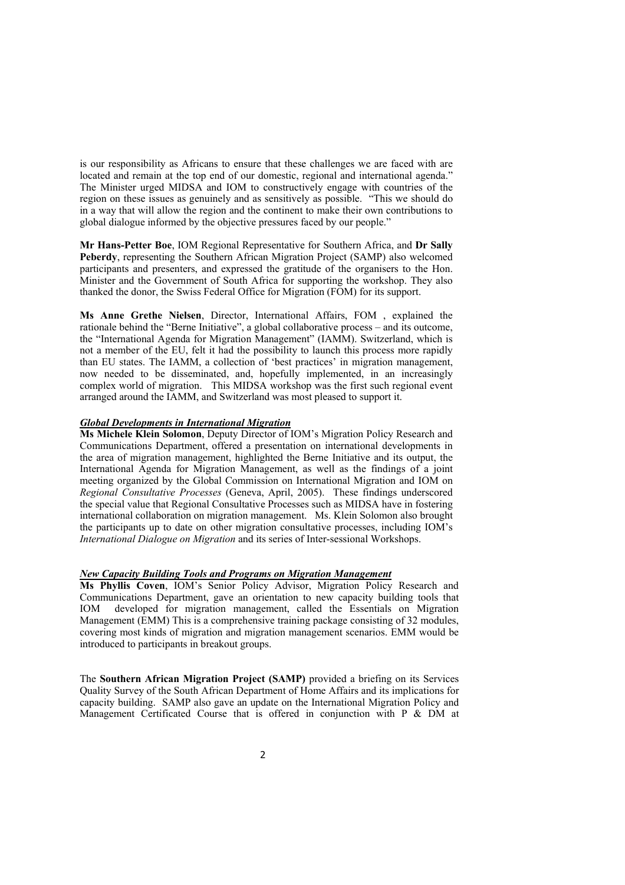is our responsibility as Africans to ensure that these challenges we are faced with are located and remain at the top end of our domestic, regional and international agenda." The Minister urged MIDSA and IOM to constructively engage with countries of the region on these issues as genuinely and as sensitively as possible. "This we should do in a way that will allow the region and the continent to make their own contributions to global dialogue informed by the objective pressures faced by our people."

**Mr Hans-Petter Boe**, IOM Regional Representative for Southern Africa, and **Dr Sally Peberdy**, representing the Southern African Migration Project (SAMP) also welcomed participants and presenters, and expressed the gratitude of the organisers to the Hon. Minister and the Government of South Africa for supporting the workshop. They also thanked the donor, the Swiss Federal Office for Migration (FOM) for its support.

**Ms Anne Grethe Nielsen**, Director, International Affairs, FOM , explained the rationale behind the "Berne Initiative", a global collaborative process – and its outcome, the "International Agenda for Migration Management" (IAMM). Switzerland, which is not a member of the EU, felt it had the possibility to launch this process more rapidly than EU states. The IAMM, a collection of 'best practices' in migration management, now needed to be disseminated, and, hopefully implemented, in an increasingly complex world of migration. This MIDSA workshop was the first such regional event arranged around the IAMM, and Switzerland was most pleased to support it.

***Global Developments in International Migration***

**Ms Michele Klein Solomon**, Deputy Director of IOM's Migration Policy Research and Communications Department, offered a presentation on international developments in the area of migration management, highlighted the Berne Initiative and its output, the International Agenda for Migration Management, as well as the findings of a joint meeting organized by the Global Commission on International Migration and IOM on *Regional Consultative Processes* (Geneva, April, 2005). These findings underscored the special value that Regional Consultative Processes such as MIDSA have in fostering international collaboration on migration management. Ms. Klein Solomon also brought the participants up to date on other migration consultative processes, including IOM's *International Dialogue on Migration* and its series of Inter-sessional Workshops.

***New Capacity Building Tools and Programs on Migration Management***

**Ms Phyllis Coven**, IOM's Senior Policy Advisor, Migration Policy Research and Communications Department, gave an orientation to new capacity building tools that IOM developed for migration management, called the Essentials on Migration Management (EMM) This is a comprehensive training package consisting of 32 modules, covering most kinds of migration and migration management scenarios. EMM would be introduced to participants in breakout groups.

The **Southern African Migration Project (SAMP)** provided a briefing on its Services Quality Survey of the South African Department of Home Affairs and its implications for capacity building. SAMP also gave an update on the International Migration Policy and Management Certificated Course that is offered in conjunction with P & DM at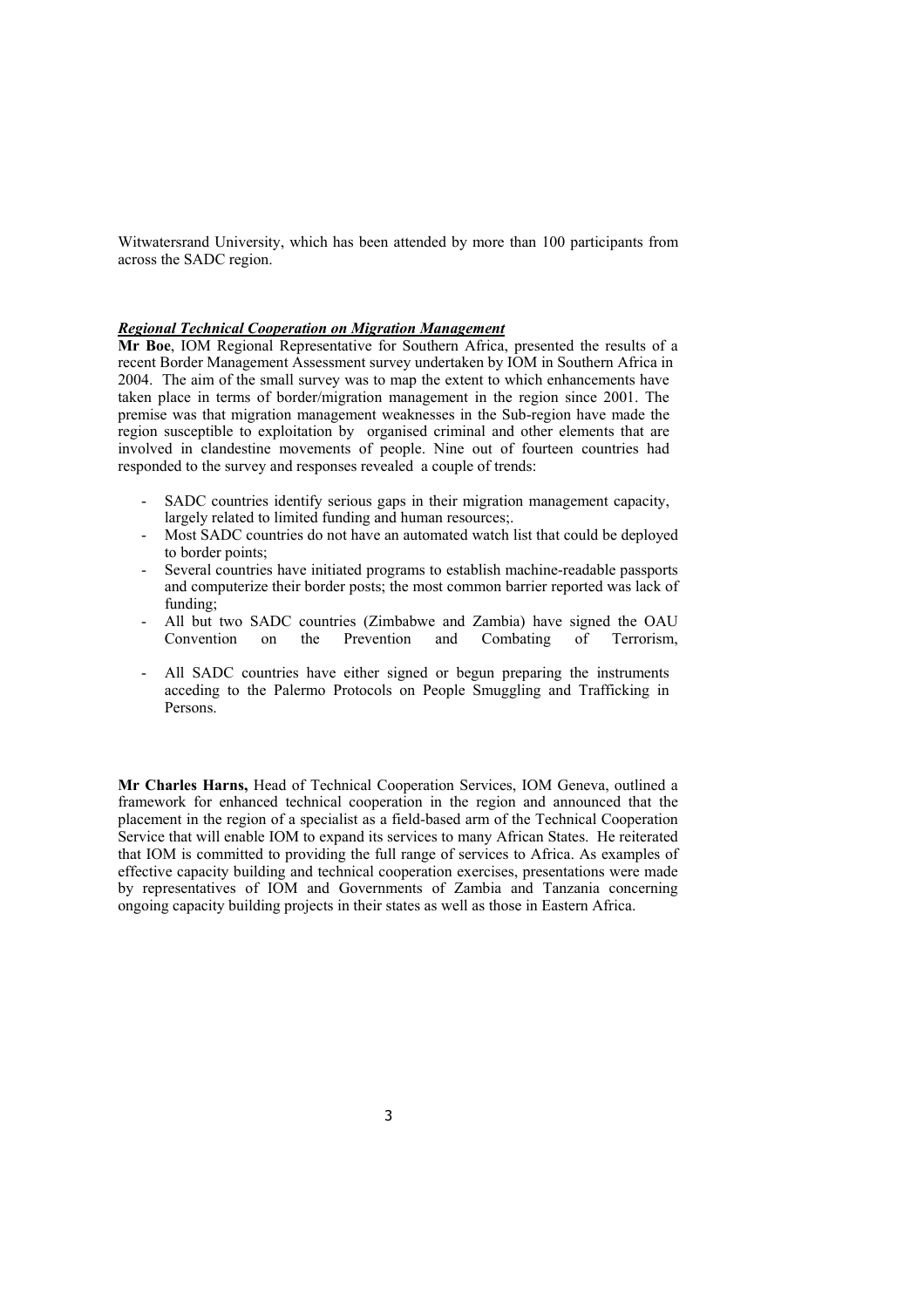Witwatersrand University, which has been attended by more than 100 participants from across the SADC region.

***Regional Technical Cooperation on Migration Management***

**Mr Boe**, IOM Regional Representative for Southern Africa, presented the results of a recent Border Management Assessment survey undertaken by IOM in Southern Africa in 2004. The aim of the small survey was to map the extent to which enhancements have taken place in terms of border/migration management in the region since 2001. The premise was that migration management weaknesses in the Sub-region have made the region susceptible to exploitation by organised criminal and other elements that are involved in clandestine movements of people. Nine out of fourteen countries had responded to the survey and responses revealed a couple of trends:

- SADC countries identify serious gaps in their migration management capacity, largely related to limited funding and human resources;.
- Most SADC countries do not have an automated watch list that could be deployed to border points;
- Several countries have initiated programs to establish machine-readable passports and computerize their border posts; the most common barrier reported was lack of funding;
- All but two SADC countries (Zimbabwe and Zambia) have signed the OAU Convention on the Prevention and Combating of Terrorism,
- All SADC countries have either signed or begun preparing the instruments acceding to the Palermo Protocols on People Smuggling and Trafficking in Persons.

**Mr Charles Harns,** Head of Technical Cooperation Services, IOM Geneva, outlined a framework for enhanced technical cooperation in the region and announced that the placement in the region of a specialist as a field-based arm of the Technical Cooperation Service that will enable IOM to expand its services to many African States. He reiterated that IOM is committed to providing the full range of services to Africa. As examples of effective capacity building and technical cooperation exercises, presentations were made by representatives of IOM and Governments of Zambia and Tanzania concerning ongoing capacity building projects in their states as well as those in Eastern Africa.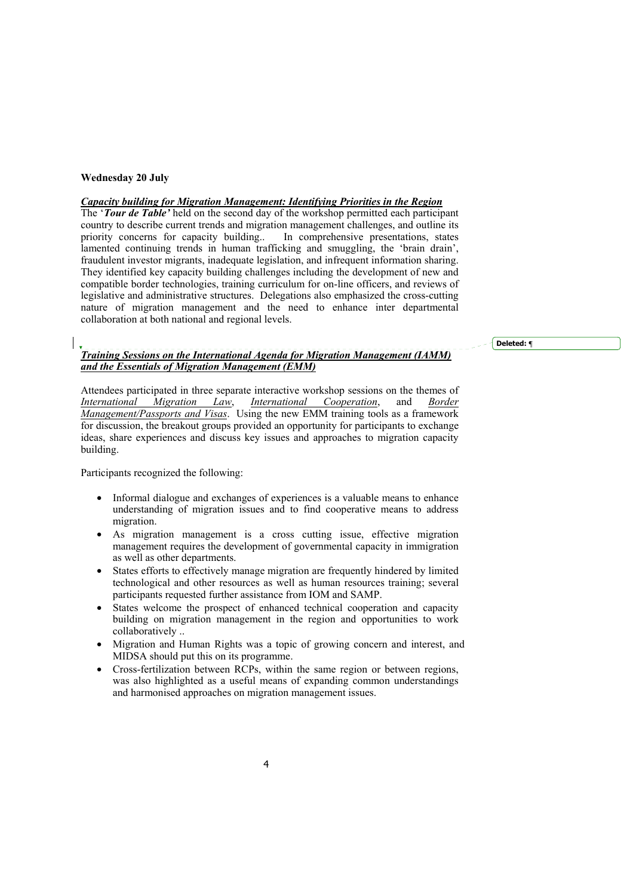**Wednesday 20 July**

***Capacity building for Migration Management: Identifying Priorities in the Region***

The '***Tour de Table'*** held on the second day of the workshop permitted each participant country to describe current trends and migration management challenges, and outline its priority concerns for capacity building.. In comprehensive presentations, states lamented continuing trends in human trafficking and smuggling, the 'brain drain', fraudulent investor migrants, inadequate legislation, and infrequent information sharing. They identified key capacity building challenges including the development of new and compatible border technologies, training curriculum for on-line officers, and reviews of legislative and administrative structures. Delegations also emphasized the cross-cutting nature of migration management and the need to enhance inter departmental collaboration at both national and regional levels.

***Training Sessions on the International Agenda for Migration Management (IAMM) and the Essentials of Migration Management (EMM)***

Attendees participated in three separate interactive workshop sessions on the themes of *International Migration Law*, *International Cooperation*, and *Border Management/Passports and Visas*. Using the new EMM training tools as a framework for discussion, the breakout groups provided an opportunity for participants to exchange ideas, share experiences and discuss key issues and approaches to migration capacity building.

Participants recognized the following:

- Informal dialogue and exchanges of experiences is a valuable means to enhance understanding of migration issues and to find cooperative means to address migration.
- As migration management is a cross cutting issue, effective migration management requires the development of governmental capacity in immigration as well as other departments.
- States efforts to effectively manage migration are frequently hindered by limited technological and other resources as well as human resources training; several participants requested further assistance from IOM and SAMP.
- States welcome the prospect of enhanced technical cooperation and capacity building on migration management in the region and opportunities to work collaboratively ..
- Migration and Human Rights was a topic of growing concern and interest, and MIDSA should put this on its programme.
- Cross-fertilization between RCPs, within the same region or between regions, was also highlighted as a useful means of expanding common understandings and harmonised approaches on migration management issues.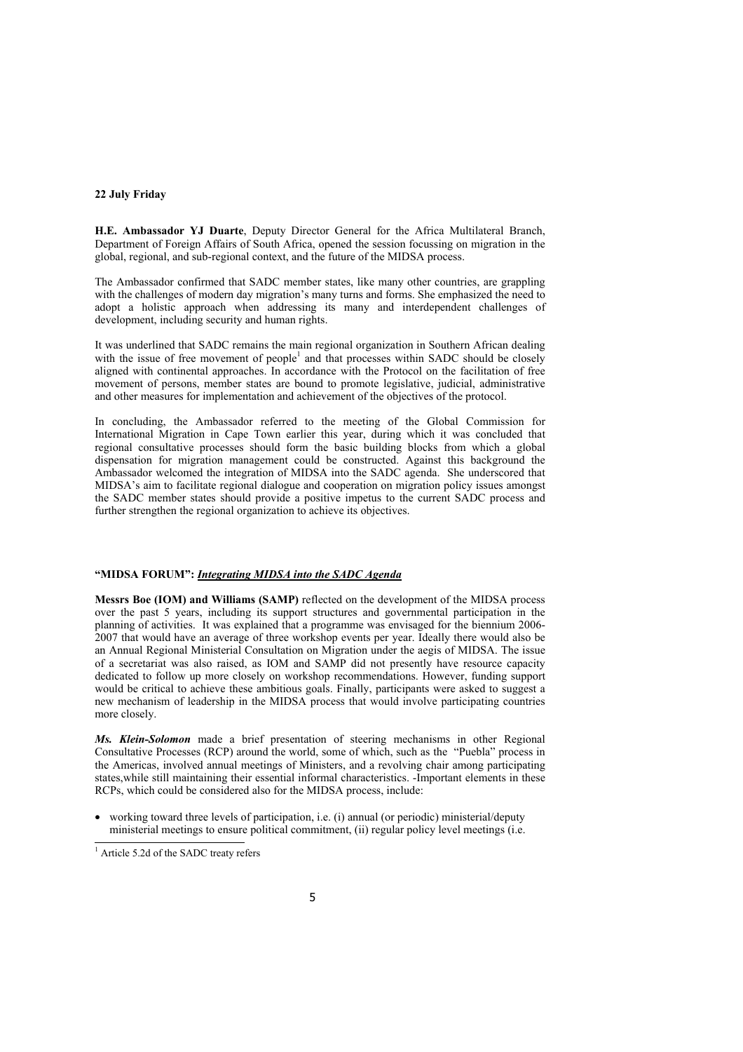**22 July Friday**

**H.E. Ambassador YJ Duarte**, Deputy Director General for the Africa Multilateral Branch, Department of Foreign Affairs of South Africa, opened the session focussing on migration in the global, regional, and sub-regional context, and the future of the MIDSA process.

The Ambassador confirmed that SADC member states, like many other countries, are grappling with the challenges of modern day migration's many turns and forms. She emphasized the need to adopt a holistic approach when addressing its many and interdependent challenges of development, including security and human rights.

It was underlined that SADC remains the main regional organization in Southern African dealing with the issue of free movement of people[1] and that processes within SADC should be closely aligned with continental approaches. In accordance with the Protocol on the facilitation of free movement of persons, member states are bound to promote legislative, judicial, administrative and other measures for implementation and achievement of the objectives of the protocol.

In concluding, the Ambassador referred to the meeting of the Global Commission for International Migration in Cape Town earlier this year, during which it was concluded that regional consultative processes should form the basic building blocks from which a global dispensation for migration management could be constructed. Against this background the Ambassador welcomed the integration of MIDSA into the SADC agenda. She underscored that MIDSA's aim to facilitate regional dialogue and cooperation on migration policy issues amongst the SADC member states should provide a positive impetus to the current SADC process and further strengthen the regional organization to achieve its objectives.

**"MIDSA FORUM":** ***Integrating MIDSA into the SADC Agenda***

**Messrs Boe (IOM) and Williams (SAMP)** reflected on the development of the MIDSA process over the past 5 years, including its support structures and governmental participation in the planning of activities. It was explained that a programme was envisaged for the biennium 2006-2007 that would have an average of three workshop events per year. Ideally there would also be an Annual Regional Ministerial Consultation on Migration under the aegis of MIDSA. The issue of a secretariat was also raised, as IOM and SAMP did not presently have resource capacity dedicated to follow up more closely on workshop recommendations. However, funding support would be critical to achieve these ambitious goals. Finally, participants were asked to suggest a new mechanism of leadership in the MIDSA process that would involve participating countries more closely.

***Ms. Klein-Solomon*** made a brief presentation of steering mechanisms in other Regional Consultative Processes (RCP) around the world, some of which, such as the "Puebla" process in the Americas, involved annual meetings of Ministers, and a revolving chair among participating states,while still maintaining their essential informal characteristics. -Important elements in these RCPs, which could be considered also for the MIDSA process, include:

- working toward three levels of participation, i.e. (i) annual (or periodic) ministerial/deputy ministerial meetings to ensure political commitment, (ii) regular policy level meetings (i.e.

[1] Article 5.2d of the SADC treaty refers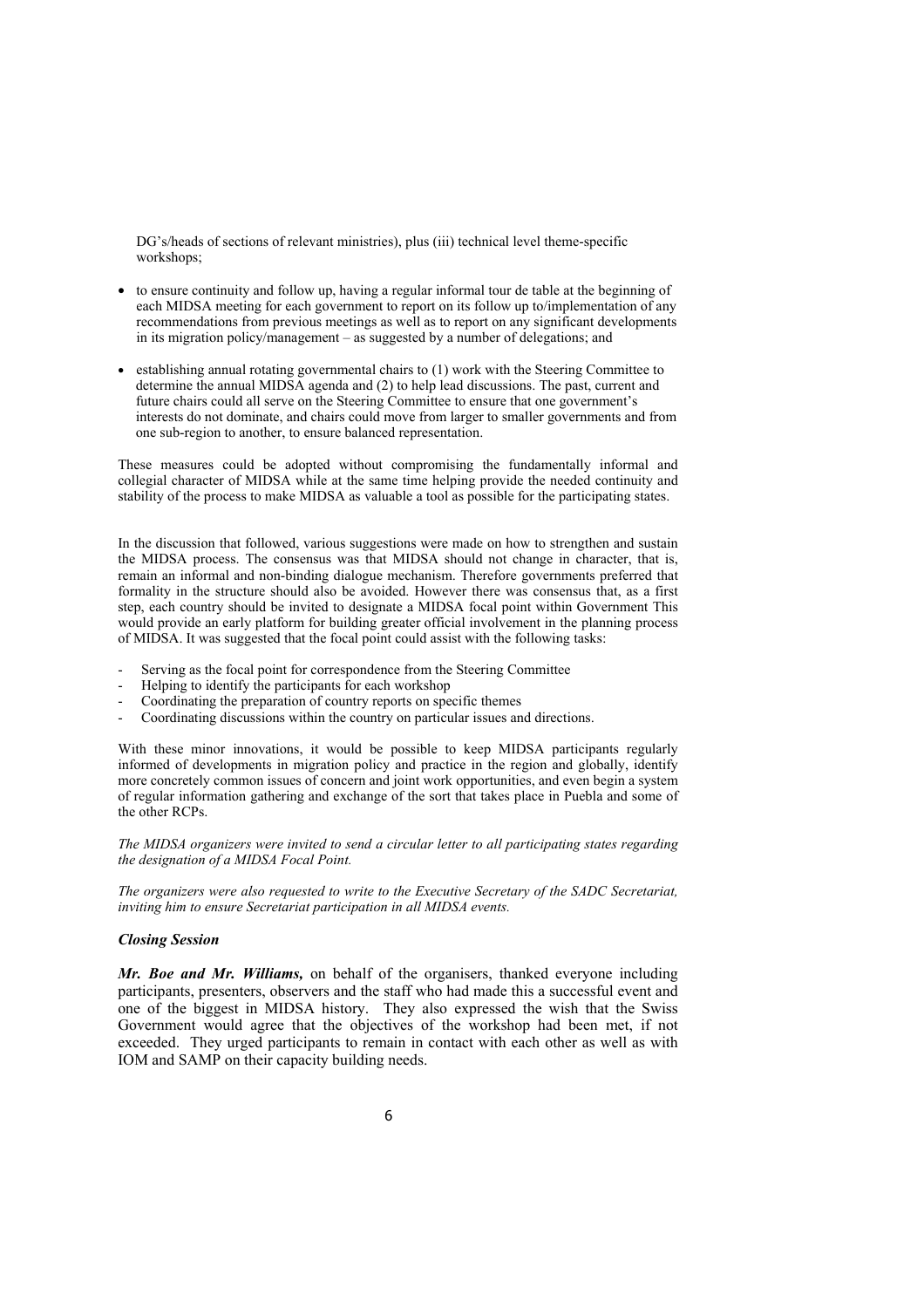DG's/heads of sections of relevant ministries), plus (iii) technical level theme-specific workshops;

- to ensure continuity and follow up, having a regular informal tour de table at the beginning of each MIDSA meeting for each government to report on its follow up to/implementation of any recommendations from previous meetings as well as to report on any significant developments in its migration policy/management – as suggested by a number of delegations; and

- establishing annual rotating governmental chairs to (1) work with the Steering Committee to determine the annual MIDSA agenda and (2) to help lead discussions. The past, current and future chairs could all serve on the Steering Committee to ensure that one government's interests do not dominate, and chairs could move from larger to smaller governments and from one sub-region to another, to ensure balanced representation.

These measures could be adopted without compromising the fundamentally informal and collegial character of MIDSA while at the same time helping provide the needed continuity and stability of the process to make MIDSA as valuable a tool as possible for the participating states.

In the discussion that followed, various suggestions were made on how to strengthen and sustain the MIDSA process. The consensus was that MIDSA should not change in character, that is, remain an informal and non-binding dialogue mechanism. Therefore governments preferred that formality in the structure should also be avoided. However there was consensus that, as a first step, each country should be invited to designate a MIDSA focal point within Government This would provide an early platform for building greater official involvement in the planning process of MIDSA. It was suggested that the focal point could assist with the following tasks:

- Serving as the focal point for correspondence from the Steering Committee
- Helping to identify the participants for each workshop
- Coordinating the preparation of country reports on specific themes
- Coordinating discussions within the country on particular issues and directions.

With these minor innovations, it would be possible to keep MIDSA participants regularly informed of developments in migration policy and practice in the region and globally, identify more concretely common issues of concern and joint work opportunities, and even begin a system of regular information gathering and exchange of the sort that takes place in Puebla and some of the other RCPs.

*The MIDSA organizers were invited to send a circular letter to all participating states regarding the designation of a MIDSA Focal Point.*

*The organizers were also requested to write to the Executive Secretary of the SADC Secretariat, inviting him to ensure Secretariat participation in all MIDSA events.*

### *Closing Session*

***Mr. Boe and Mr. Williams,*** on behalf of the organisers, thanked everyone including participants, presenters, observers and the staff who had made this a successful event and one of the biggest in MIDSA history. They also expressed the wish that the Swiss Government would agree that the objectives of the workshop had been met, if not exceeded. They urged participants to remain in contact with each other as well as with IOM and SAMP on their capacity building needs.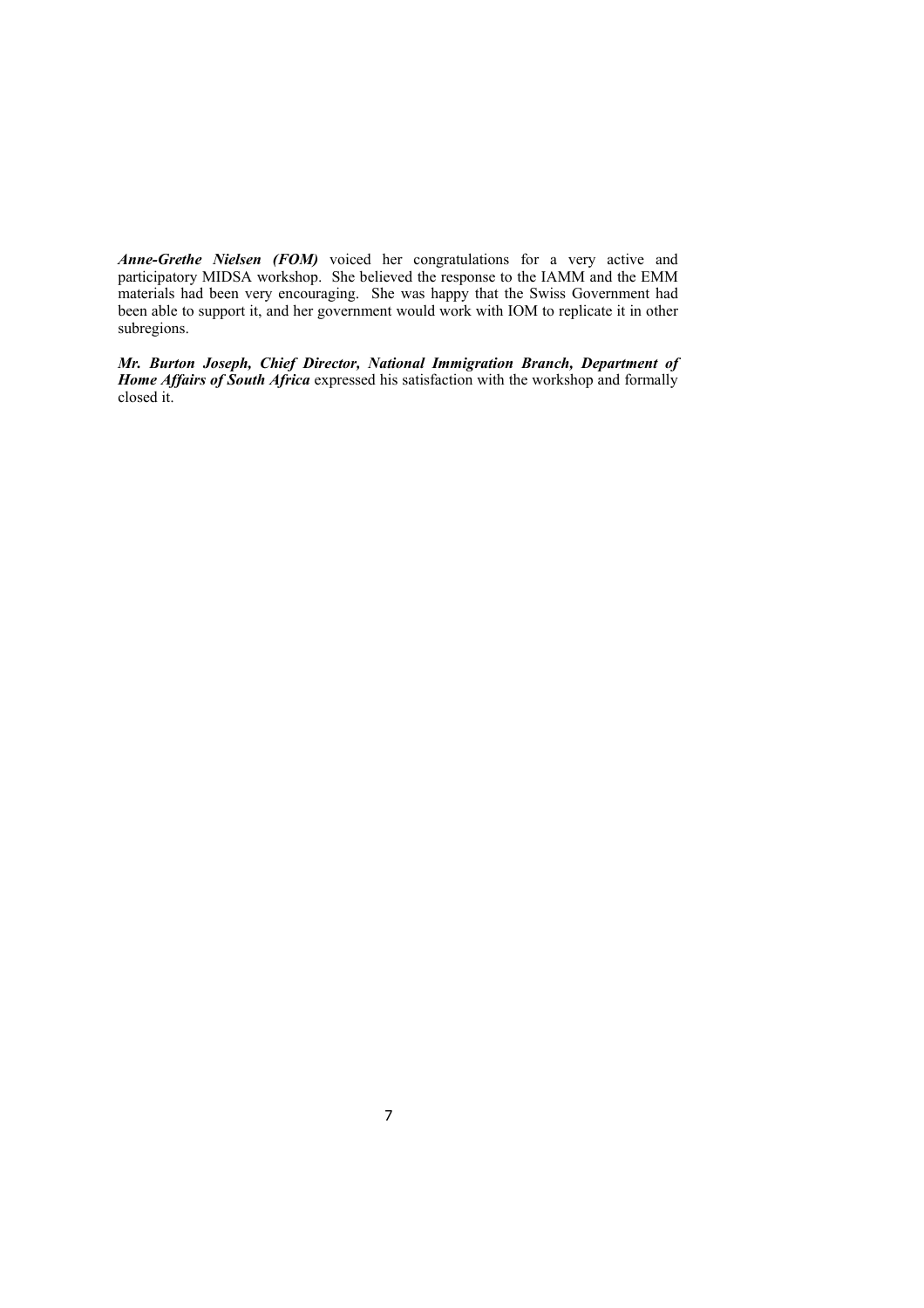***Anne-Grethe Nielsen (FOM)*** voiced her congratulations for a very active and participatory MIDSA workshop. She believed the response to the IAMM and the EMM materials had been very encouraging. She was happy that the Swiss Government had been able to support it, and her government would work with IOM to replicate it in other subregions.

***Mr. Burton Joseph, Chief Director, National Immigration Branch, Department of Home Affairs of South Africa*** expressed his satisfaction with the workshop and formally closed it.